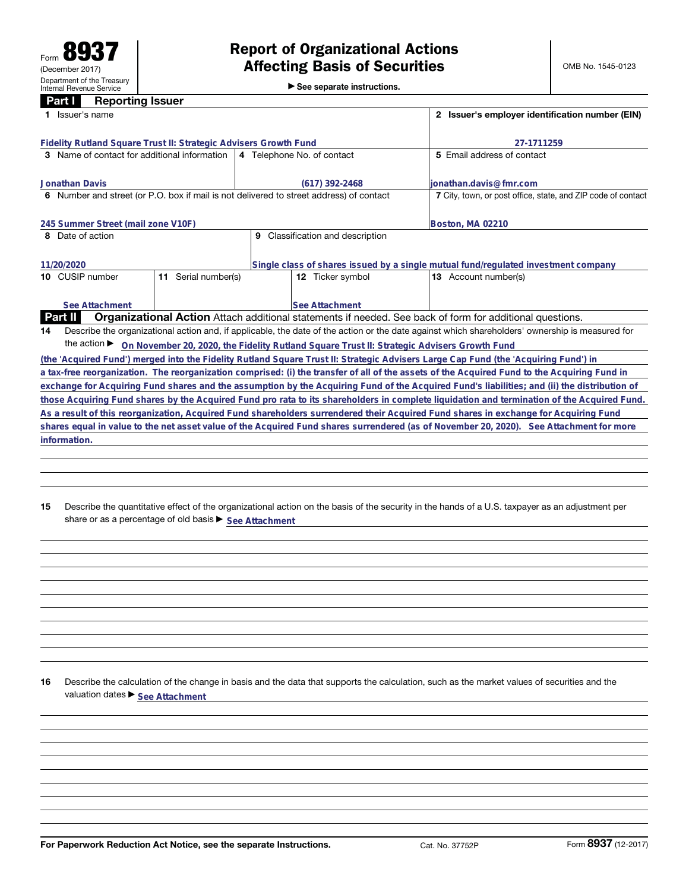Form **8937**
(December 2017)
Department of the Treasury
Internal Revenue Service

# Report of Organizational Actions Affecting Basis of Securities

▶ See separate instructions.

OMB No. 1545-0123

## Part I Reporting Issuer

| 1 Issuer's name | | | 2 Issuer's employer identification number (EIN) |
|---|---|---|---|
| Fidelity Rutland Square Trust II: Strategic Advisers Growth Fund | | | 27-1711259 |
| 3 Name of contact for additional information | 4 Telephone No. of contact | | 5 Email address of contact |
| Jonathan Davis | (617) 392-2468 | | jonathan.davis@fmr.com |
| 6 Number and street (or P.O. box if mail is not delivered to street address) of contact | | | 7 City, town, or post office, state, and ZIP code of contact |
| 245 Summer Street (mail zone V10F) | | | Boston, MA 02210 |
| 8 Date of action | 9 Classification and description | | |
| 11/20/2020 | Single class of shares issued by a single mutual fund/regulated investment company | | |
| 10 CUSIP number | 11 Serial number(s) | 12 Ticker symbol | 13 Account number(s) |
| See Attachment | | See Attachment | |

## Part II Organizational Action

Attach additional statements if needed. See back of form for additional questions.

**14** Describe the organizational action and, if applicable, the date of the action or the date against which shareholders' ownership is measured for the action ▶ On November 20, 2020, the Fidelity Rutland Square Trust II: Strategic Advisers Growth Fund (the 'Acquired Fund') merged into the Fidelity Rutland Square Trust II: Strategic Advisers Large Cap Fund (the 'Acquiring Fund') in a tax-free reorganization. The reorganization comprised: (i) the transfer of all of the assets of the Acquired Fund to the Acquiring Fund in exchange for Acquiring Fund shares and the assumption by the Acquiring Fund of the Acquired Fund's liabilities; and (ii) the distribution of those Acquiring Fund shares by the Acquired Fund pro rata to its shareholders in complete liquidation and termination of the Acquired Fund. As a result of this reorganization, Acquired Fund shareholders surrendered their Acquired Fund shares in exchange for Acquiring Fund shares equal in value to the net asset value of the Acquired Fund shares surrendered (as of November 20, 2020). See Attachment for more information.

**15** Describe the quantitative effect of the organizational action on the basis of the security in the hands of a U.S. taxpayer as an adjustment per share or as a percentage of old basis ▶ See Attachment

**16** Describe the calculation of the change in basis and the data that supports the calculation, such as the market values of securities and the valuation dates ▶ See Attachment

For Paperwork Reduction Act Notice, see the separate Instructions. Cat. No. 37752P Form **8937** (12-2017)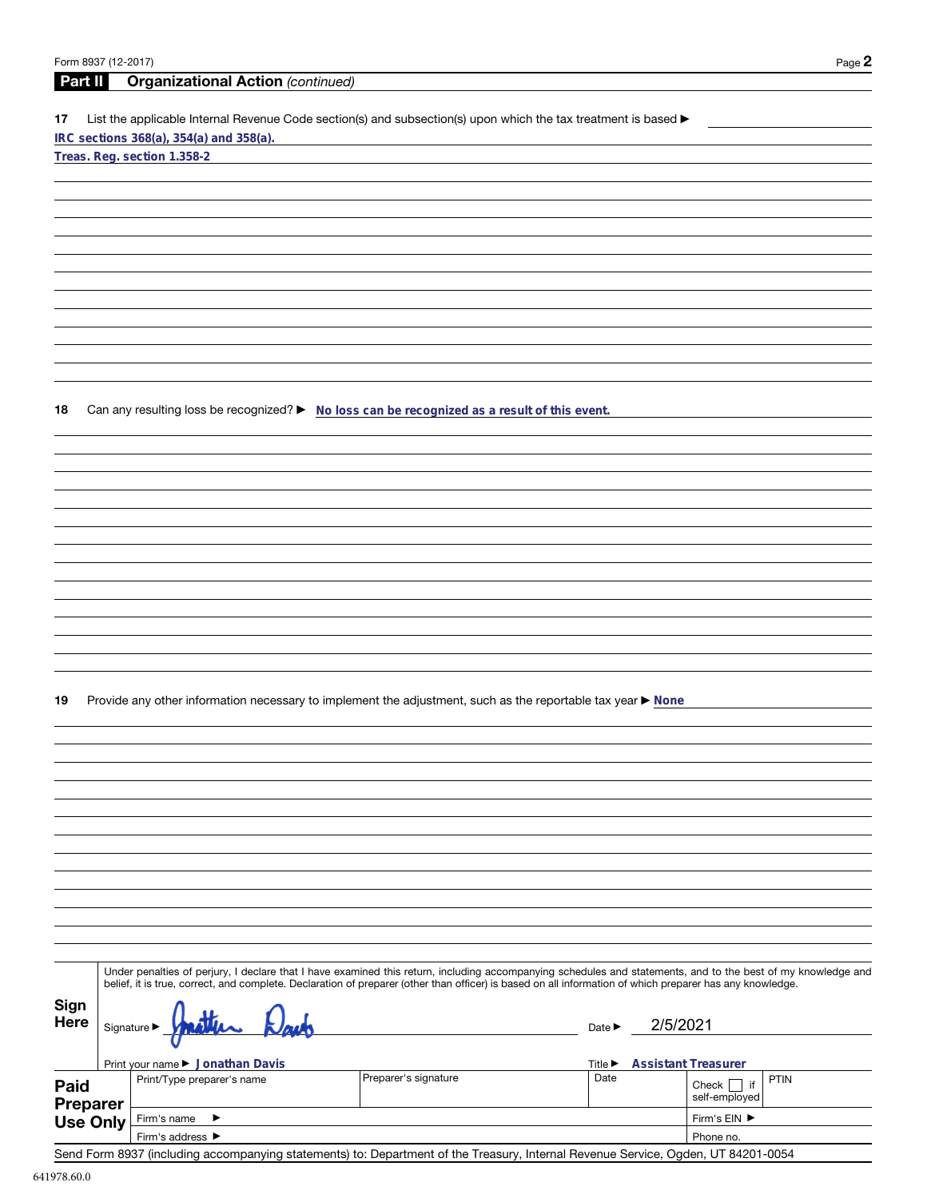Form 8937 (12-2017)

## Part II Organizational Action *(continued)*

**17** List the applicable Internal Revenue Code section(s) and subsection(s) upon which the tax treatment is based ▶

IRC sections 368(a), 354(a) and 358(a).

Treas. Reg. section 1.358-2

**18** Can any resulting loss be recognized? ▶ No loss can be recognized as a result of this event.

**19** Provide any other information necessary to implement the adjustment, such as the reportable tax year ▶ None

**Sign Here**

Under penalties of perjury, I declare that I have examined this return, including accompanying schedules and statements, and to the best of my knowledge and belief, it is true, correct, and complete. Declaration of preparer (other than officer) is based on all information of which preparer has any knowledge.

Signature ▶ [signature] Date ▶ 2/5/2021

Print your name ▶ Jonathan Davis Title ▶ Assistant Treasurer

**Paid Preparer Use Only**

| Print/Type preparer's name | Preparer's signature | Date | Check ☐ if self-employed | PTIN |
|---|---|---|---|---|
| Firm's name ▶ | | | Firm's EIN ▶ | |
| Firm's address ▶ | | | Phone no. | |

Send Form 8937 (including accompanying statements) to: Department of the Treasury, Internal Revenue Service, Ogden, UT 84201-0054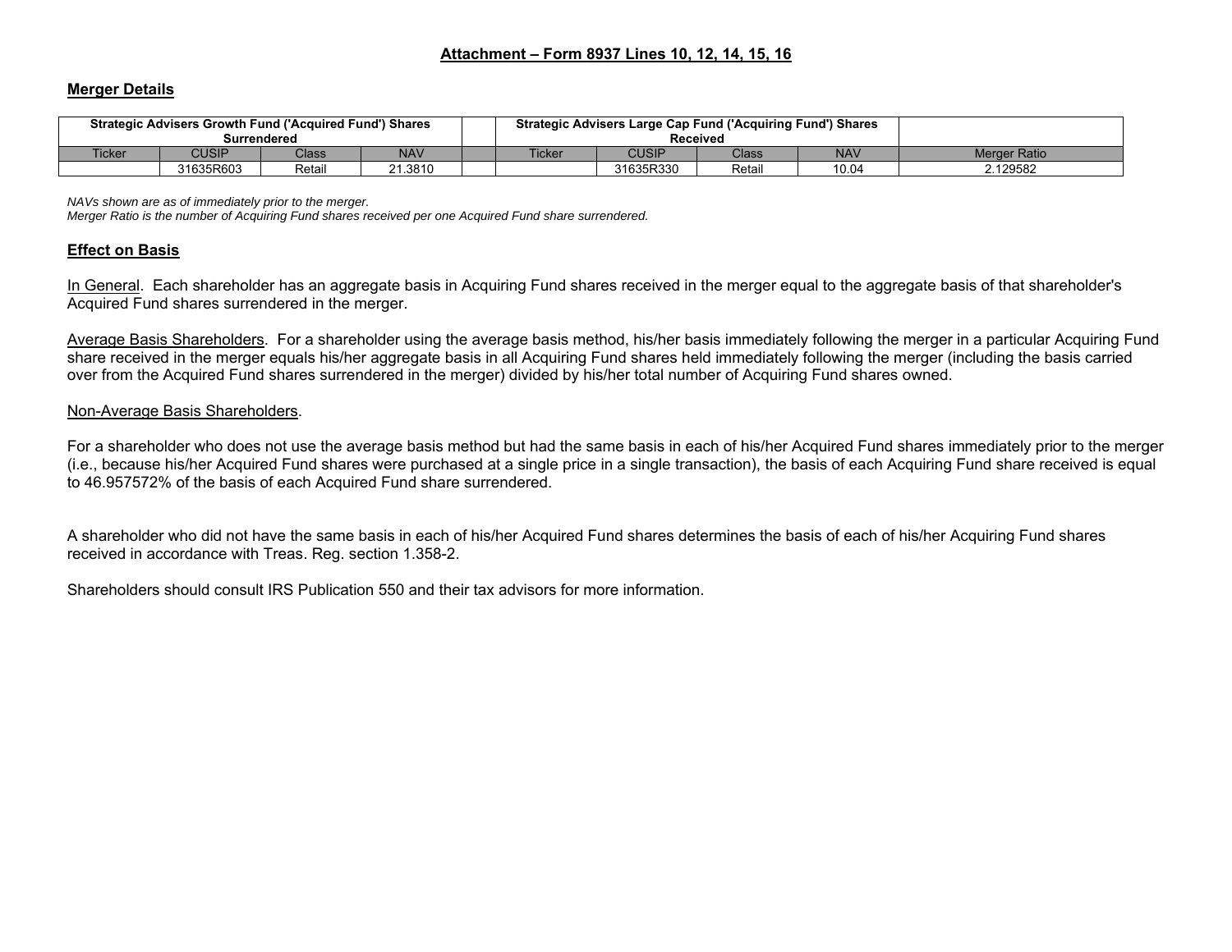## Attachment – Form 8937 Lines 10, 12, 14, 15, 16

### Merger Details

| Strategic Advisers Growth Fund ('Acquired Fund') Shares Surrendered | | | | | Strategic Advisers Large Cap Fund ('Acquiring Fund') Shares Received | | | | |
|---|---|---|---|---|---|---|---|---|---|
| Ticker | CUSIP | Class | NAV | | Ticker | CUSIP | Class | NAV | Merger Ratio |
| | 31635R603 | Retail | 21.3810 | | | 31635R330 | Retail | 10.04 | 2.129582 |

*NAVs shown are as of immediately prior to the merger.*
*Merger Ratio is the number of Acquiring Fund shares received per one Acquired Fund share surrendered.*

### Effect on Basis

In General. Each shareholder has an aggregate basis in Acquiring Fund shares received in the merger equal to the aggregate basis of that shareholder's Acquired Fund shares surrendered in the merger.

Average Basis Shareholders. For a shareholder using the average basis method, his/her basis immediately following the merger in a particular Acquiring Fund share received in the merger equals his/her aggregate basis in all Acquiring Fund shares held immediately following the merger (including the basis carried over from the Acquired Fund shares surrendered in the merger) divided by his/her total number of Acquiring Fund shares owned.

Non-Average Basis Shareholders.

For a shareholder who does not use the average basis method but had the same basis in each of his/her Acquired Fund shares immediately prior to the merger (i.e., because his/her Acquired Fund shares were purchased at a single price in a single transaction), the basis of each Acquiring Fund share received is equal to 46.957572% of the basis of each Acquired Fund share surrendered.

A shareholder who did not have the same basis in each of his/her Acquired Fund shares determines the basis of each of his/her Acquiring Fund shares received in accordance with Treas. Reg. section 1.358-2.

Shareholders should consult IRS Publication 550 and their tax advisors for more information.